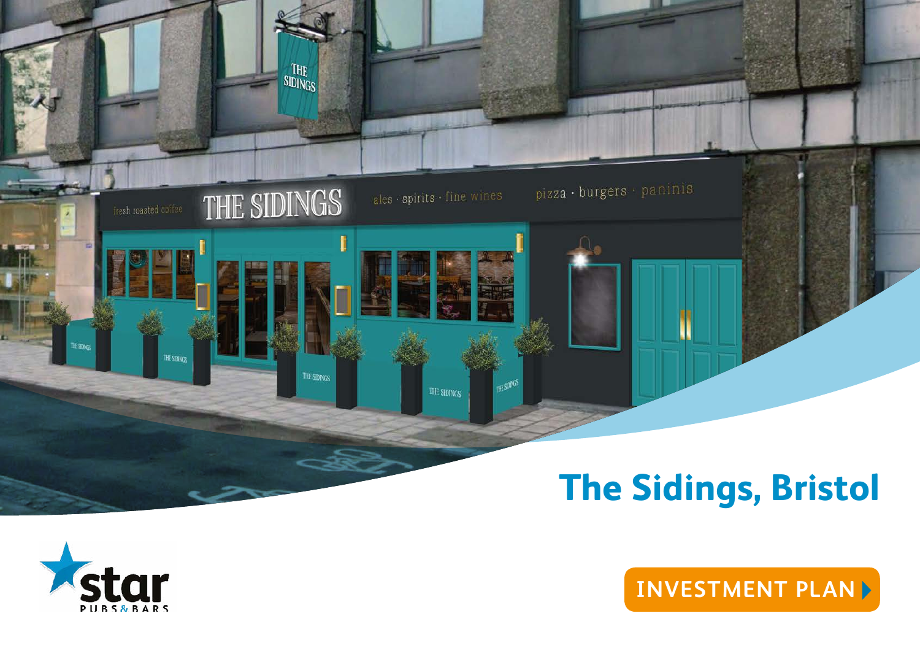# The Sidings, Bristol

INVESTMENT PLAN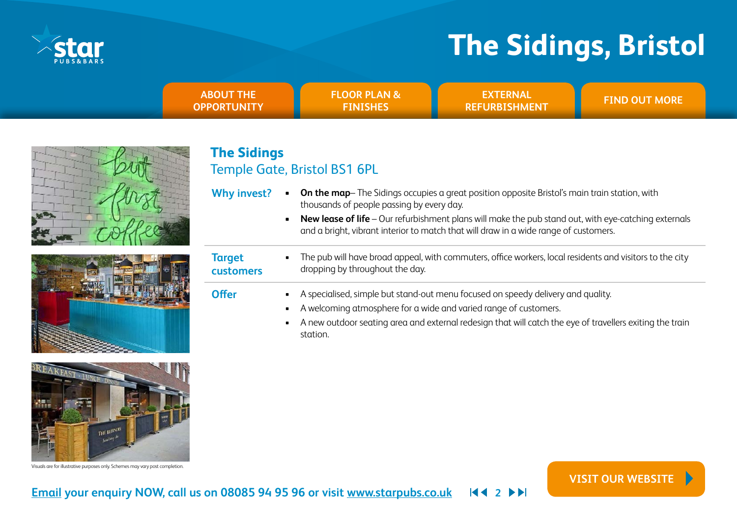# The Sidings, Bristol

ABOUT THE OPPORTUNITY | FLOOR PLAN & FINISHES | EXTERNAL REFURBISHMENT | FIND OUT MORE

## The Sidings

### Temple Gate, Bristol BS1 6PL

**Why invest?**

- **On the map**– The Sidings occupies a great position opposite Bristol's main train station, with thousands of people passing by every day.
- **New lease of life** – Our refurbishment plans will make the pub stand out, with eye-catching externals and a bright, vibrant interior to match that will draw in a wide range of customers.

**Target customers**

- The pub will have broad appeal, with commuters, office workers, local residents and visitors to the city dropping by throughout the day.

**Offer**

- A specialised, simple but stand-out menu focused on speedy delivery and quality.
- A welcoming atmosphere for a wide and varied range of customers.
- A new outdoor seating area and external redesign that will catch the eye of travellers exiting the train station.

Visuals are for illustrative purposes only. Schemes may vary post completion.

Email your enquiry NOW, call us on 08085 94 95 96 or visit www.starpubs.co.uk

VISIT OUR WEBSITE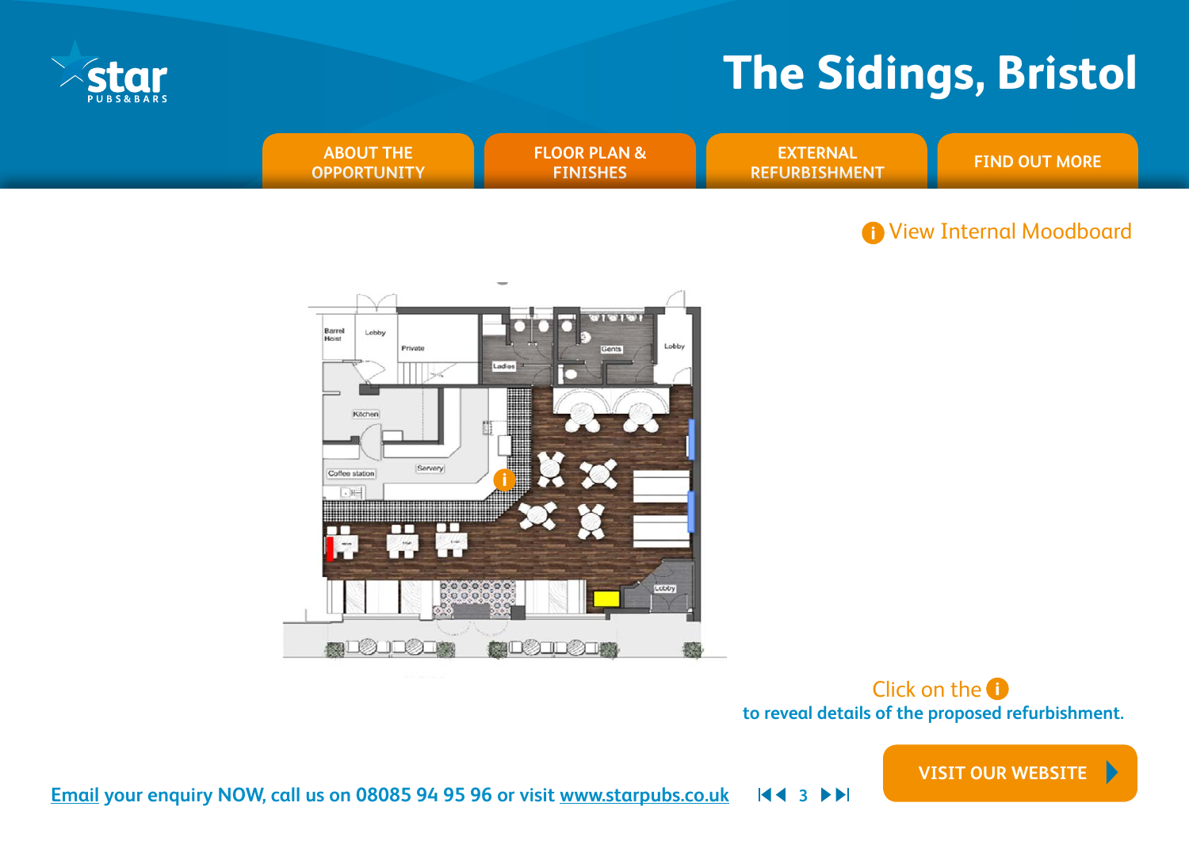# The Sidings, Bristol

ABOUT THE OPPORTUNITY | FLOOR PLAN & FINISHES | EXTERNAL REFURBISHMENT | FIND OUT MORE

View Internal Moodboard

Barrel Hoist | Lobby | Private | Ladies | Gents | Lobby | Kitchen | Servery | Coffee station | Lobby

Click on the i to reveal details of the proposed refurbishment.

VISIT OUR WEBSITE

Email your enquiry NOW, call us on 08085 94 95 96 or visit www.starpubs.co.uk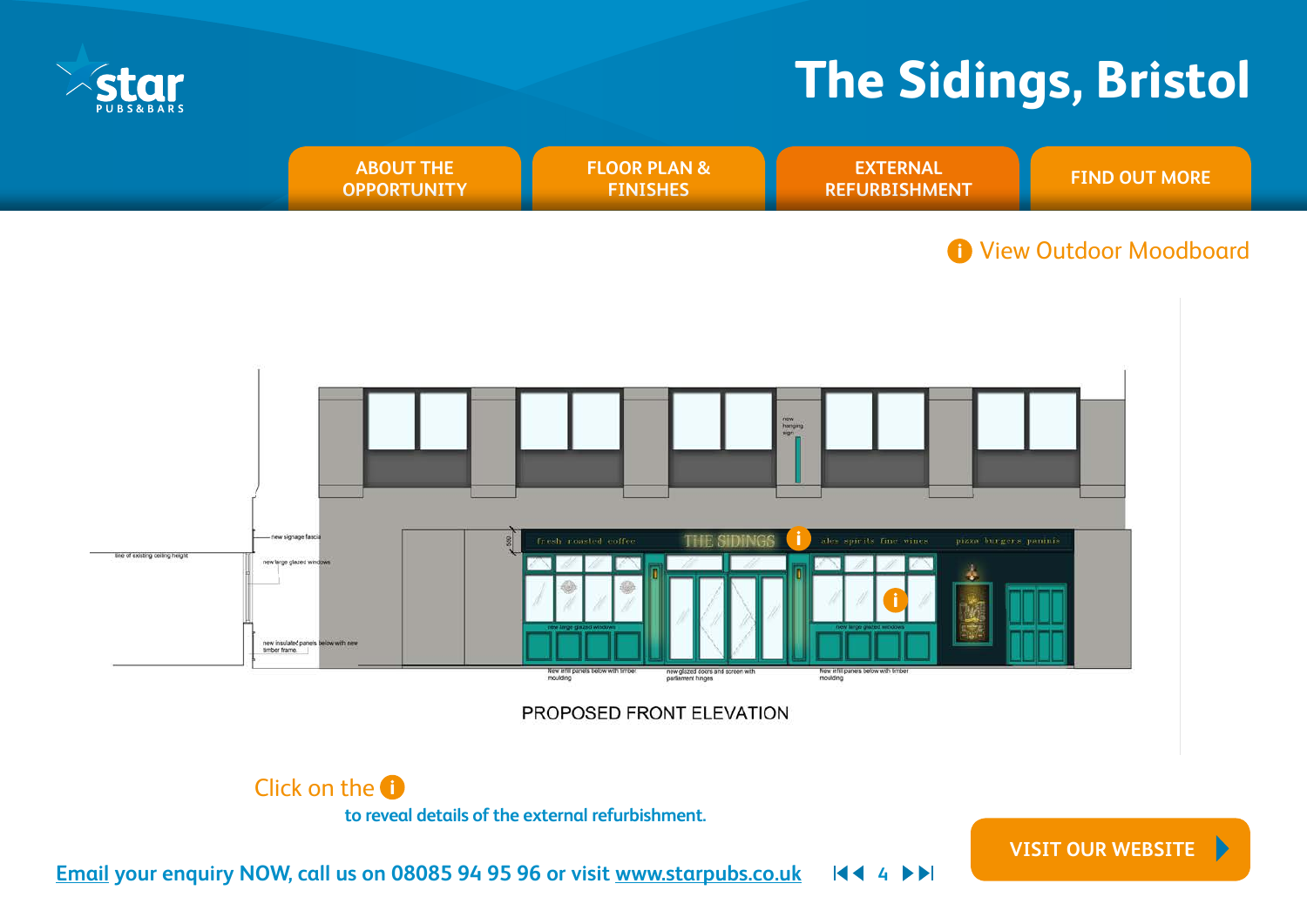# The Sidings, Bristol

ABOUT THE OPPORTUNITY | FLOOR PLAN & FINISHES | EXTERNAL REFURBISHMENT | FIND OUT MORE

View Outdoor Moodboard

fresh roasted coffee THE SIDINGS ales spirits fine wines pizzas burgers paninis

new signage fascia

line of existing ceiling height

new large glazed windows

new insulated panels below with new timber frame

new hanging sign

new large glazed windows

new infill panels below with timber moulding

new glazed doors and screen with parliament hinges

PROPOSED FRONT ELEVATION

Click on the i to reveal details of the external refurbishment.

Email your enquiry NOW, call us on 08085 94 95 96 or visit www.starpubs.co.uk

VISIT OUR WEBSITE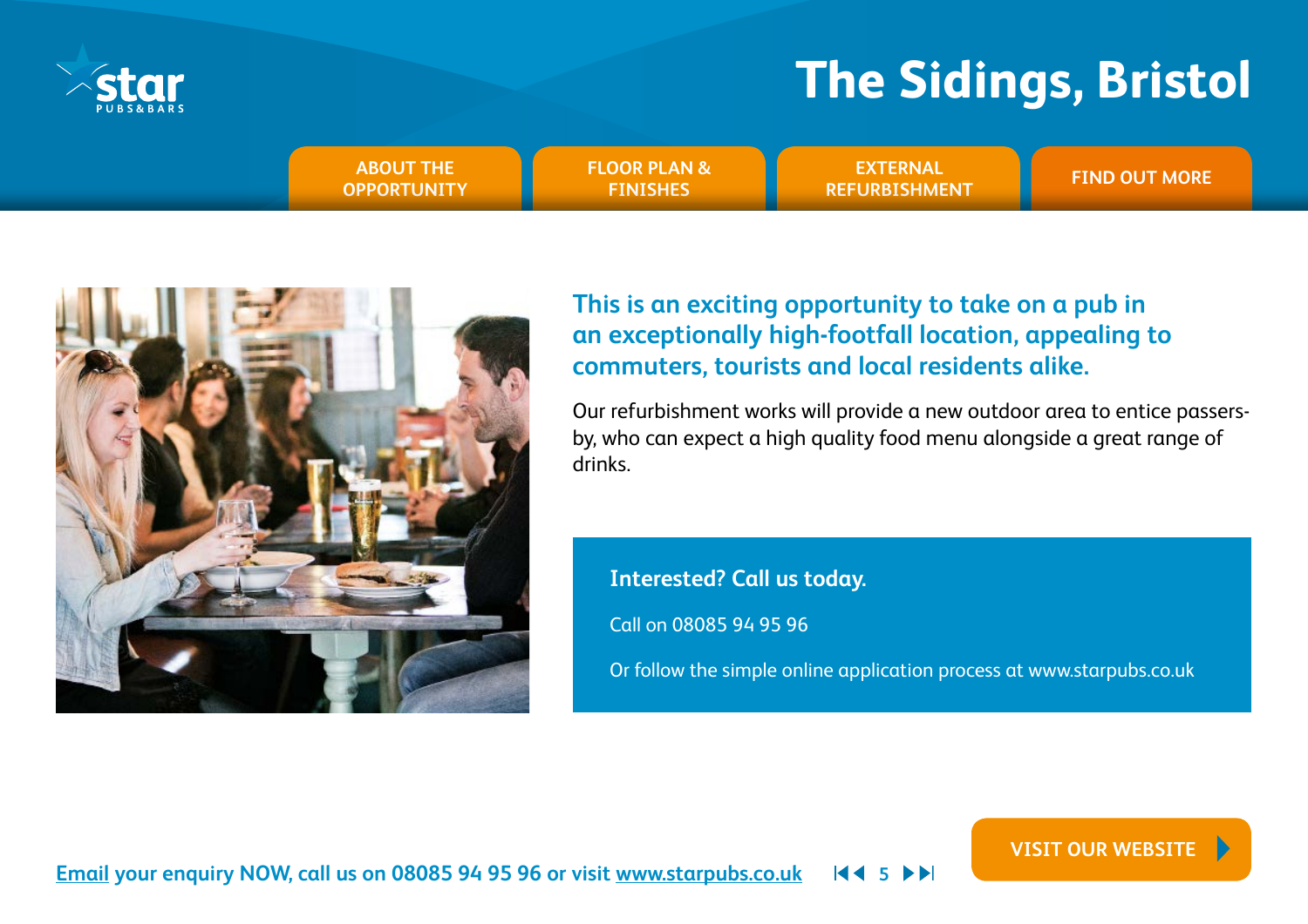# The Sidings, Bristol

ABOUT THE OPPORTUNITY | FLOOR PLAN & FINISHES | EXTERNAL REFURBISHMENT | FIND OUT MORE

## This is an exciting opportunity to take on a pub in an exceptionally high-footfall location, appealing to commuters, tourists and local residents alike.

Our refurbishment works will provide a new outdoor area to entice passers-by, who can expect a high quality food menu alongside a great range of drinks.

**Interested? Call us today.**

Call on 08085 94 95 96

Or follow the simple online application process at www.starpubs.co.uk

Email your enquiry NOW, call us on 08085 94 95 96 or visit www.starpubs.co.uk

VISIT OUR WEBSITE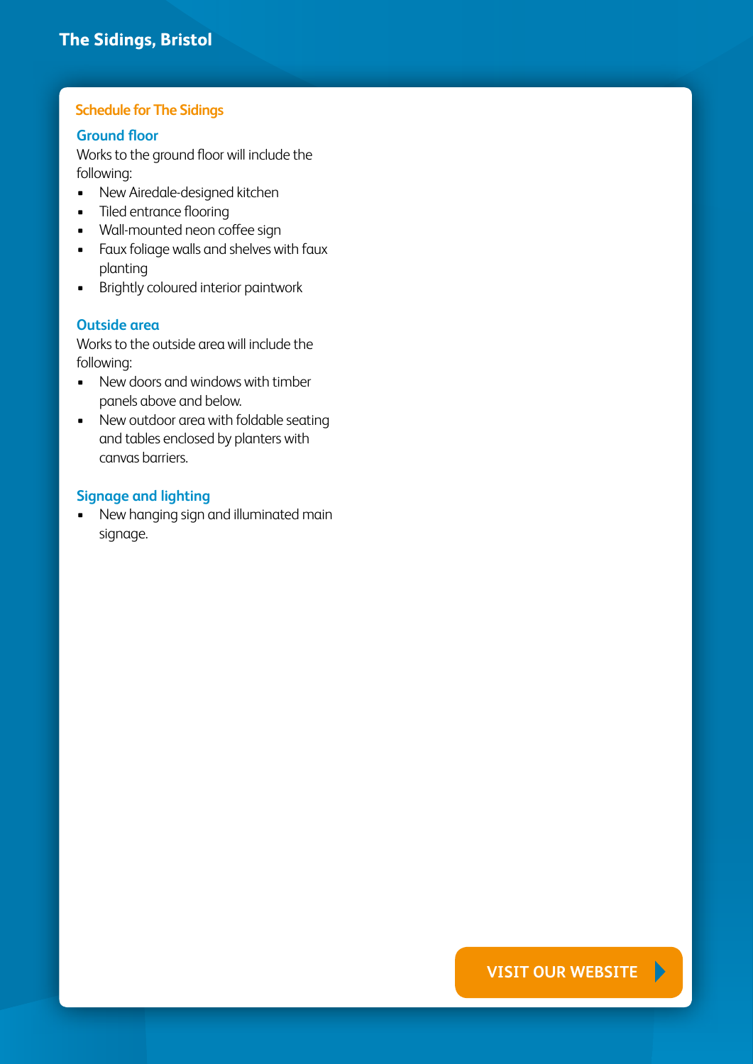# The Sidings, Bristol

## Schedule for The Sidings

### Ground floor

Works to the ground floor will include the following:

- New Airedale-designed kitchen
- Tiled entrance flooring
- Wall-mounted neon coffee sign
- Faux foliage walls and shelves with faux planting
- Brightly coloured interior paintwork

### Outside area

Works to the outside area will include the following:

- New doors and windows with timber panels above and below.
- New outdoor area with foldable seating and tables enclosed by planters with canvas barriers.

### Signage and lighting

- New hanging sign and illuminated main signage.

VISIT OUR WEBSITE